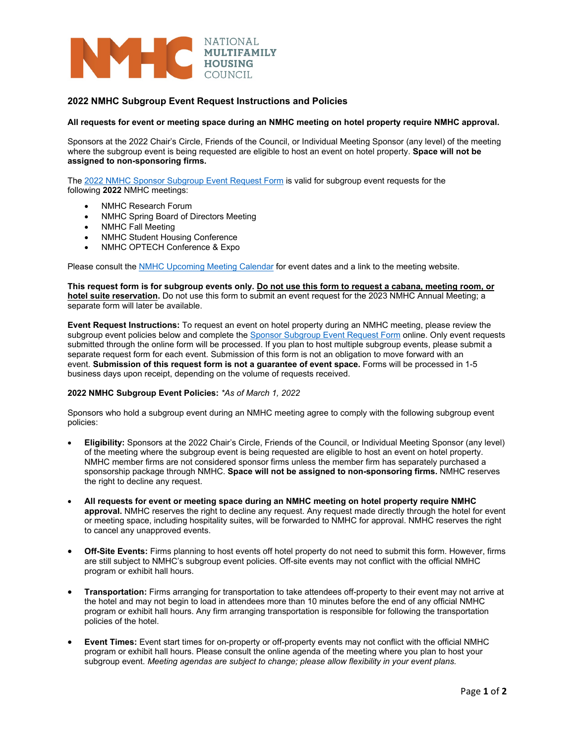NATIONAL MULTIFAMILY HOUSING COUNCIL

## 2022 NMHC Subgroup Event Request Instructions and Policies

**All requests for event or meeting space during an NMHC meeting on hotel property require NMHC approval.**

Sponsors at the 2022 Chair's Circle, Friends of the Council, or Individual Meeting Sponsor (any level) of the meeting where the subgroup event is being requested are eligible to host an event on hotel property. **Space will not be assigned to non-sponsoring firms.**

The 2022 NMHC Sponsor Subgroup Event Request Form is valid for subgroup event requests for the following **2022** NMHC meetings:

- NMHC Research Forum
- NMHC Spring Board of Directors Meeting
- NMHC Fall Meeting
- NMHC Student Housing Conference
- NMHC OPTECH Conference & Expo

Please consult the NMHC Upcoming Meeting Calendar for event dates and a link to the meeting website.

**This request form is for subgroup events only. Do not use this form to request a cabana, meeting room, or hotel suite reservation.** Do not use this form to submit an event request for the 2023 NMHC Annual Meeting; a separate form will later be available.

**Event Request Instructions:** To request an event on hotel property during an NMHC meeting, please review the subgroup event policies below and complete the Sponsor Subgroup Event Request Form online. Only event requests submitted through the online form will be processed. If you plan to host multiple subgroup events, please submit a separate request form for each event. Submission of this form is not an obligation to move forward with an event. **Submission of this request form is not a guarantee of event space.** Forms will be processed in 1-5 business days upon receipt, depending on the volume of requests received.

**2022 NMHC Subgroup Event Policies:** *\*As of March 1, 2022*

Sponsors who hold a subgroup event during an NMHC meeting agree to comply with the following subgroup event policies:

- **Eligibility:** Sponsors at the 2022 Chair's Circle, Friends of the Council, or Individual Meeting Sponsor (any level) of the meeting where the subgroup event is being requested are eligible to host an event on hotel property. NMHC member firms are not considered sponsor firms unless the member firm has separately purchased a sponsorship package through NMHC. **Space will not be assigned to non-sponsoring firms.** NMHC reserves the right to decline any request.

- **All requests for event or meeting space during an NMHC meeting on hotel property require NMHC approval.** NMHC reserves the right to decline any request. Any request made directly through the hotel for event or meeting space, including hospitality suites, will be forwarded to NMHC for approval. NMHC reserves the right to cancel any unapproved events.

- **Off-Site Events:** Firms planning to host events off hotel property do not need to submit this form. However, firms are still subject to NMHC's subgroup event policies. Off-site events may not conflict with the official NMHC program or exhibit hall hours.

- **Transportation:** Firms arranging for transportation to take attendees off-property to their event may not arrive at the hotel and may not begin to load in attendees more than 10 minutes before the end of any official NMHC program or exhibit hall hours. Any firm arranging transportation is responsible for following the transportation policies of the hotel.

- **Event Times:** Event start times for on-property or off-property events may not conflict with the official NMHC program or exhibit hall hours. Please consult the online agenda of the meeting where you plan to host your subgroup event. *Meeting agendas are subject to change; please allow flexibility in your event plans.*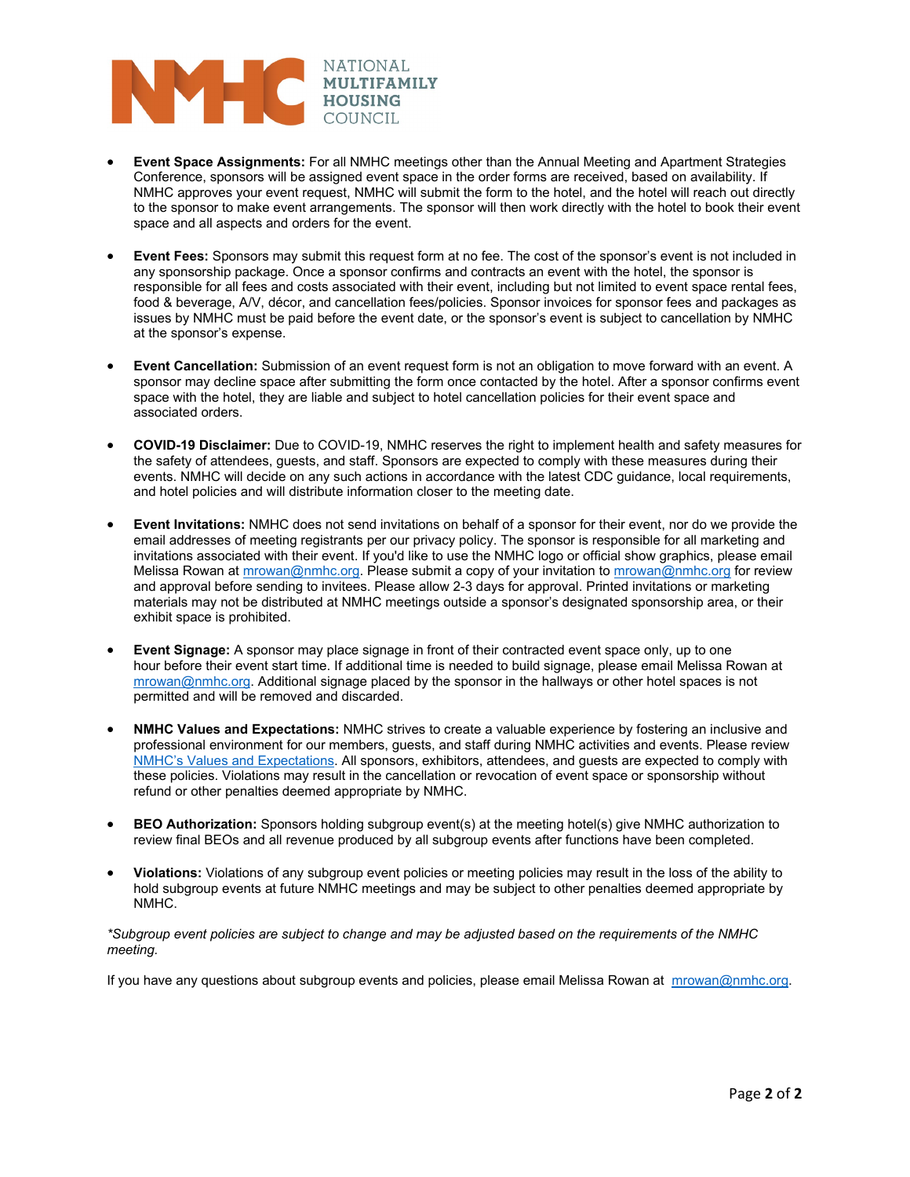- **Event Space Assignments:** For all NMHC meetings other than the Annual Meeting and Apartment Strategies Conference, sponsors will be assigned event space in the order forms are received, based on availability. If NMHC approves your event request, NMHC will submit the form to the hotel, and the hotel will reach out directly to the sponsor to make event arrangements. The sponsor will then work directly with the hotel to book their event space and all aspects and orders for the event.

- **Event Fees:** Sponsors may submit this request form at no fee. The cost of the sponsor's event is not included in any sponsorship package. Once a sponsor confirms and contracts an event with the hotel, the sponsor is responsible for all fees and costs associated with their event, including but not limited to event space rental fees, food & beverage, A/V, décor, and cancellation fees/policies. Sponsor invoices for sponsor fees and packages as issues by NMHC must be paid before the event date, or the sponsor's event is subject to cancellation by NMHC at the sponsor's expense.

- **Event Cancellation:** Submission of an event request form is not an obligation to move forward with an event. A sponsor may decline space after submitting the form once contacted by the hotel. After a sponsor confirms event space with the hotel, they are liable and subject to hotel cancellation policies for their event space and associated orders.

- **COVID-19 Disclaimer:** Due to COVID-19, NMHC reserves the right to implement health and safety measures for the safety of attendees, guests, and staff. Sponsors are expected to comply with these measures during their events. NMHC will decide on any such actions in accordance with the latest CDC guidance, local requirements, and hotel policies and will distribute information closer to the meeting date.

- **Event Invitations:** NMHC does not send invitations on behalf of a sponsor for their event, nor do we provide the email addresses of meeting registrants per our privacy policy. The sponsor is responsible for all marketing and invitations associated with their event. If you'd like to use the NMHC logo or official show graphics, please email Melissa Rowan at mrowan@nmhc.org. Please submit a copy of your invitation to mrowan@nmhc.org for review and approval before sending to invitees. Please allow 2-3 days for approval. Printed invitations or marketing materials may not be distributed at NMHC meetings outside a sponsor's designated sponsorship area, or their exhibit space is prohibited.

- **Event Signage:** A sponsor may place signage in front of their contracted event space only, up to one hour before their event start time. If additional time is needed to build signage, please email Melissa Rowan at mrowan@nmhc.org. Additional signage placed by the sponsor in the hallways or other hotel spaces is not permitted and will be removed and discarded.

- **NMHC Values and Expectations:** NMHC strives to create a valuable experience by fostering an inclusive and professional environment for our members, guests, and staff during NMHC activities and events. Please review NMHC's Values and Expectations. All sponsors, exhibitors, attendees, and guests are expected to comply with these policies. Violations may result in the cancellation or revocation of event space or sponsorship without refund or other penalties deemed appropriate by NMHC.

- **BEO Authorization:** Sponsors holding subgroup event(s) at the meeting hotel(s) give NMHC authorization to review final BEOs and all revenue produced by all subgroup events after functions have been completed.

- **Violations:** Violations of any subgroup event policies or meeting policies may result in the loss of the ability to hold subgroup events at future NMHC meetings and may be subject to other penalties deemed appropriate by NMHC.

*\*Subgroup event policies are subject to change and may be adjusted based on the requirements of the NMHC meeting.*

If you have any questions about subgroup events and policies, please email Melissa Rowan at mrowan@nmhc.org.